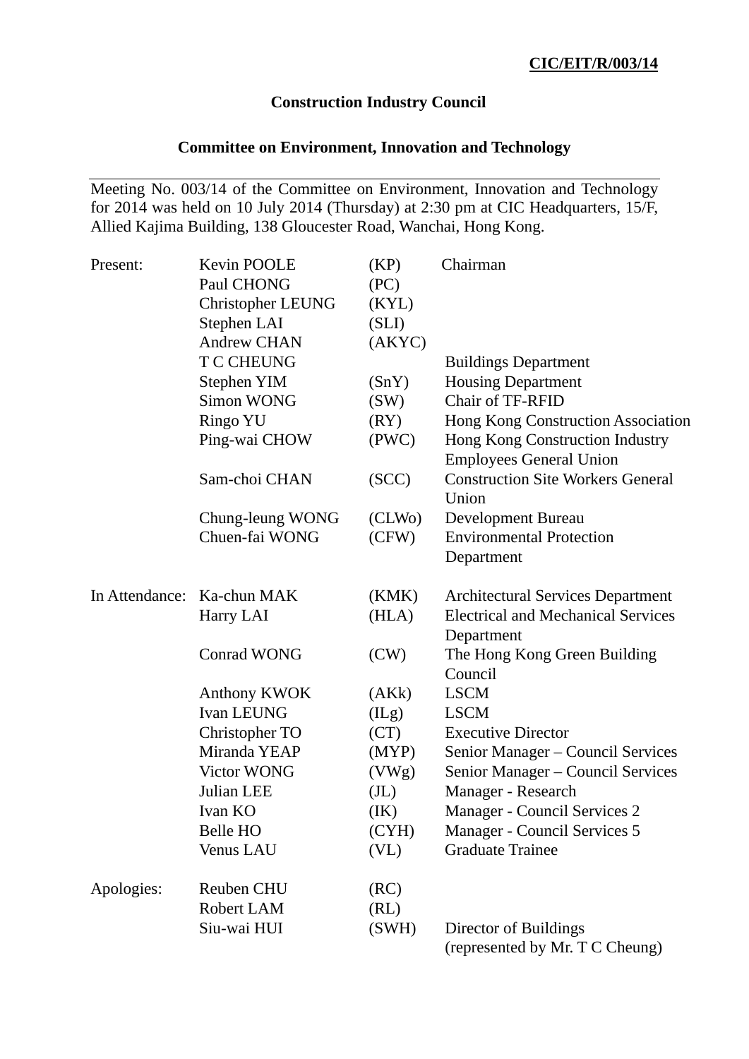**CIC/EIT/R/003/14**

# Construction Industry Council

## Committee on Environment, Innovation and Technology

Meeting No. 003/14 of the Committee on Environment, Innovation and Technology for 2014 was held on 10 July 2014 (Thursday) at 2:30 pm at CIC Headquarters, 15/F, Allied Kajima Building, 138 Gloucester Road, Wanchai, Hong Kong.

| | | | |
|---|---|---|---|
| Present: | Kevin POOLE | (KP) | Chairman |
| | Paul CHONG | (PC) | |
| | Christopher LEUNG | (KYL) | |
| | Stephen LAI | (SLI) | |
| | Andrew CHAN | (AKYC) | |
| | T C CHEUNG | | Buildings Department |
| | Stephen YIM | (SnY) | Housing Department |
| | Simon WONG | (SW) | Chair of TF-RFID |
| | Ringo YU | (RY) | Hong Kong Construction Association |
| | Ping-wai CHOW | (PWC) | Hong Kong Construction Industry Employees General Union |
| | Sam-choi CHAN | (SCC) | Construction Site Workers General Union |
| | Chung-leung WONG | (CLWo) | Development Bureau |
| | Chuen-fai WONG | (CFW) | Environmental Protection Department |
| In Attendance: | Ka-chun MAK | (KMK) | Architectural Services Department |
| | Harry LAI | (HLA) | Electrical and Mechanical Services Department |
| | Conrad WONG | (CW) | The Hong Kong Green Building Council |
| | Anthony KWOK | (AKk) | LSCM |
| | Ivan LEUNG | (ILg) | LSCM |
| | Christopher TO | (CT) | Executive Director |
| | Miranda YEAP | (MYP) | Senior Manager – Council Services |
| | Victor WONG | (VWg) | Senior Manager – Council Services |
| | Julian LEE | (JL) | Manager - Research |
| | Ivan KO | (IK) | Manager - Council Services 2 |
| | Belle HO | (CYH) | Manager - Council Services 5 |
| | Venus LAU | (VL) | Graduate Trainee |
| Apologies: | Reuben CHU | (RC) | |
| | Robert LAM | (RL) | |
| | Siu-wai HUI | (SWH) | Director of Buildings (represented by Mr. T C Cheung) |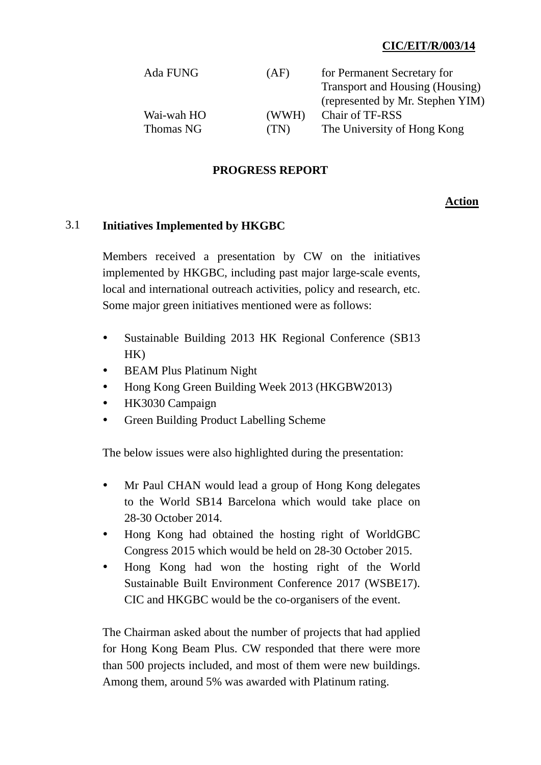| | | |
|---|---|---|
| Ada FUNG | (AF) | for Permanent Secretary for Transport and Housing (Housing) (represented by Mr. Stephen YIM) |
| Wai-wah HO | (WWH) | Chair of TF-RSS |
| Thomas NG | (TN) | The University of Hong Kong |

**PROGRESS REPORT**

**Action**

3.1 **Initiatives Implemented by HKGBC**

Members received a presentation by CW on the initiatives implemented by HKGBC, including past major large-scale events, local and international outreach activities, policy and research, etc. Some major green initiatives mentioned were as follows:

- Sustainable Building 2013 HK Regional Conference (SB13 HK)
- BEAM Plus Platinum Night
- Hong Kong Green Building Week 2013 (HKGBW2013)
- HK3030 Campaign
- Green Building Product Labelling Scheme

The below issues were also highlighted during the presentation:

- Mr Paul CHAN would lead a group of Hong Kong delegates to the World SB14 Barcelona which would take place on 28-30 October 2014.
- Hong Kong had obtained the hosting right of WorldGBC Congress 2015 which would be held on 28-30 October 2015.
- Hong Kong had won the hosting right of the World Sustainable Built Environment Conference 2017 (WSBE17). CIC and HKGBC would be the co-organisers of the event.

The Chairman asked about the number of projects that had applied for Hong Kong Beam Plus. CW responded that there were more than 500 projects included, and most of them were new buildings. Among them, around 5% was awarded with Platinum rating.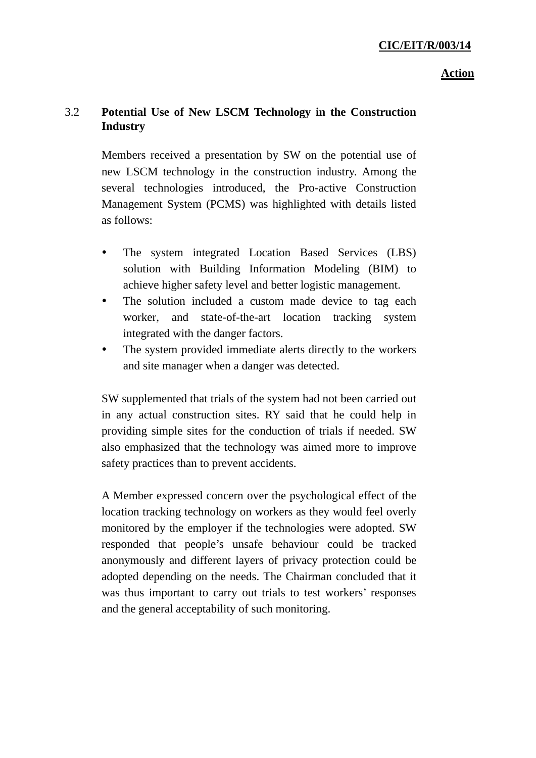**Action**

### 3.2 Potential Use of New LSCM Technology in the Construction Industry

Members received a presentation by SW on the potential use of new LSCM technology in the construction industry. Among the several technologies introduced, the Pro-active Construction Management System (PCMS) was highlighted with details listed as follows:

- The system integrated Location Based Services (LBS) solution with Building Information Modeling (BIM) to achieve higher safety level and better logistic management.
- The solution included a custom made device to tag each worker, and state-of-the-art location tracking system integrated with the danger factors.
- The system provided immediate alerts directly to the workers and site manager when a danger was detected.

SW supplemented that trials of the system had not been carried out in any actual construction sites. RY said that he could help in providing simple sites for the conduction of trials if needed. SW also emphasized that the technology was aimed more to improve safety practices than to prevent accidents.

A Member expressed concern over the psychological effect of the location tracking technology on workers as they would feel overly monitored by the employer if the technologies were adopted. SW responded that people's unsafe behaviour could be tracked anonymously and different layers of privacy protection could be adopted depending on the needs. The Chairman concluded that it was thus important to carry out trials to test workers' responses and the general acceptability of such monitoring.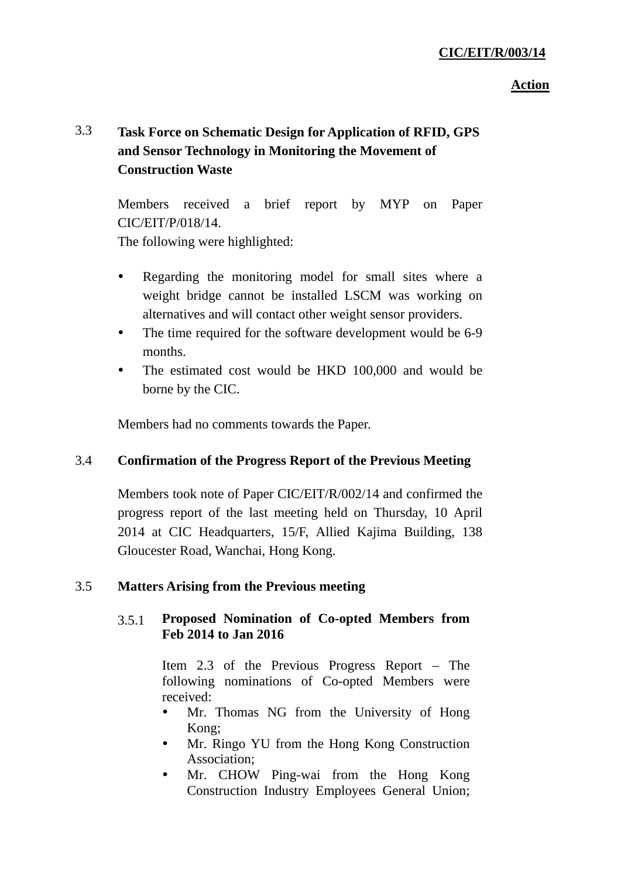**CIC/EIT/R/003/14**

**Action**

### 3.3 Task Force on Schematic Design for Application of RFID, GPS and Sensor Technology in Monitoring the Movement of Construction Waste

Members received a brief report by MYP on Paper CIC/EIT/P/018/14. The following were highlighted:

- Regarding the monitoring model for small sites where a weight bridge cannot be installed LSCM was working on alternatives and will contact other weight sensor providers.
- The time required for the software development would be 6-9 months.
- The estimated cost would be HKD 100,000 and would be borne by the CIC.

Members had no comments towards the Paper.

### 3.4 Confirmation of the Progress Report of the Previous Meeting

Members took note of Paper CIC/EIT/R/002/14 and confirmed the progress report of the last meeting held on Thursday, 10 April 2014 at CIC Headquarters, 15/F, Allied Kajima Building, 138 Gloucester Road, Wanchai, Hong Kong.

### 3.5 Matters Arising from the Previous meeting

#### 3.5.1 Proposed Nomination of Co-opted Members from Feb 2014 to Jan 2016

Item 2.3 of the Previous Progress Report – The following nominations of Co-opted Members were received:

- Mr. Thomas NG from the University of Hong Kong;
- Mr. Ringo YU from the Hong Kong Construction Association;
- Mr. CHOW Ping-wai from the Hong Kong Construction Industry Employees General Union;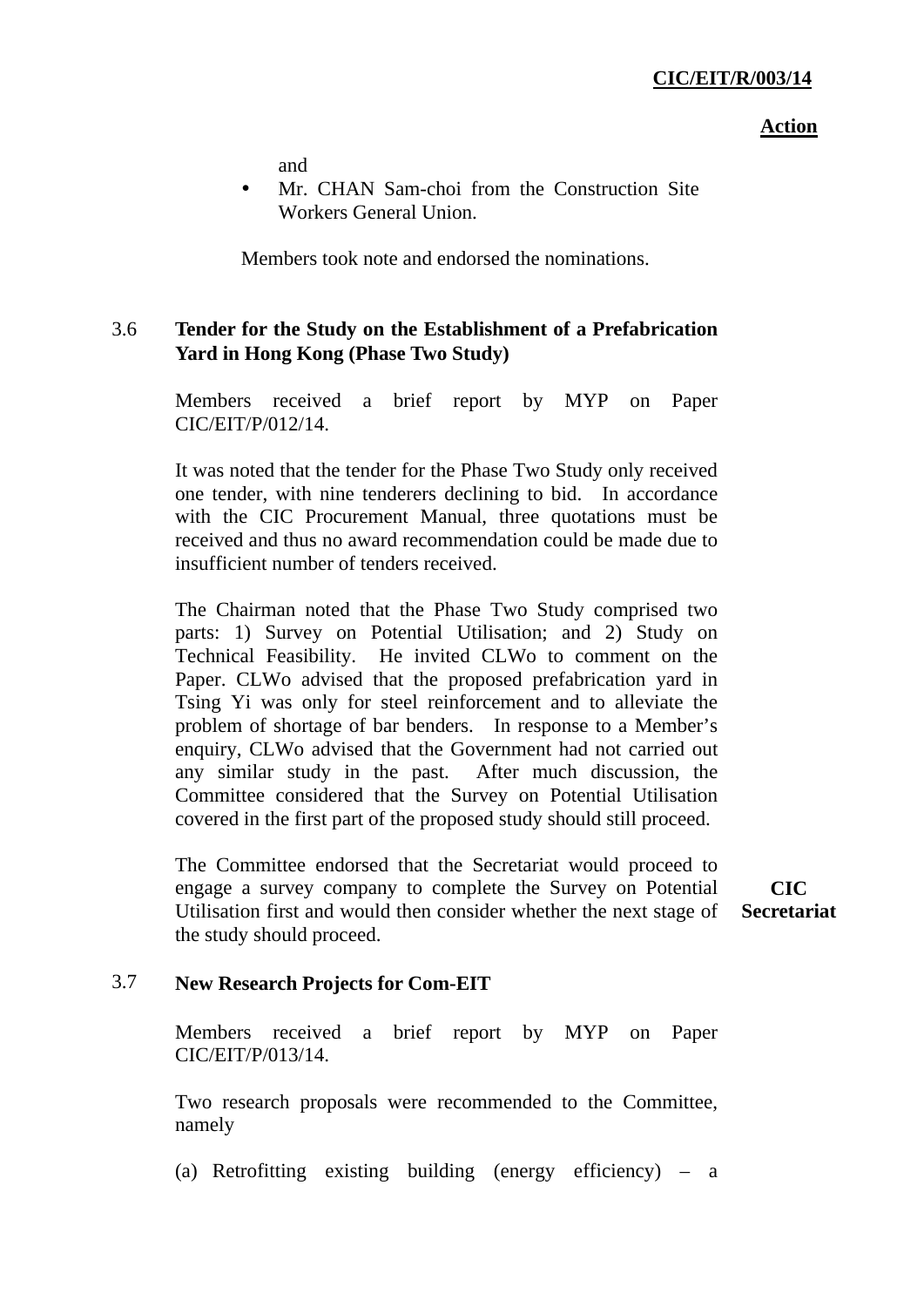and

- Mr. CHAN Sam-choi from the Construction Site Workers General Union.

Members took note and endorsed the nominations.

### 3.6 Tender for the Study on the Establishment of a Prefabrication Yard in Hong Kong (Phase Two Study)

Members received a brief report by MYP on Paper CIC/EIT/P/012/14.

It was noted that the tender for the Phase Two Study only received one tender, with nine tenderers declining to bid. In accordance with the CIC Procurement Manual, three quotations must be received and thus no award recommendation could be made due to insufficient number of tenders received.

The Chairman noted that the Phase Two Study comprised two parts: 1) Survey on Potential Utilisation; and 2) Study on Technical Feasibility. He invited CLWo to comment on the Paper. CLWo advised that the proposed prefabrication yard in Tsing Yi was only for steel reinforcement and to alleviate the problem of shortage of bar benders. In response to a Member's enquiry, CLWo advised that the Government had not carried out any similar study in the past. After much discussion, the Committee considered that the Survey on Potential Utilisation covered in the first part of the proposed study should still proceed.

The Committee endorsed that the Secretariat would proceed to engage a survey company to complete the Survey on Potential Utilisation first and would then consider whether the next stage of the study should proceed. **Action: CIC Secretariat**

### 3.7 New Research Projects for Com-EIT

Members received a brief report by MYP on Paper CIC/EIT/P/013/14.

Two research proposals were recommended to the Committee, namely

(a) Retrofitting existing building (energy efficiency) – a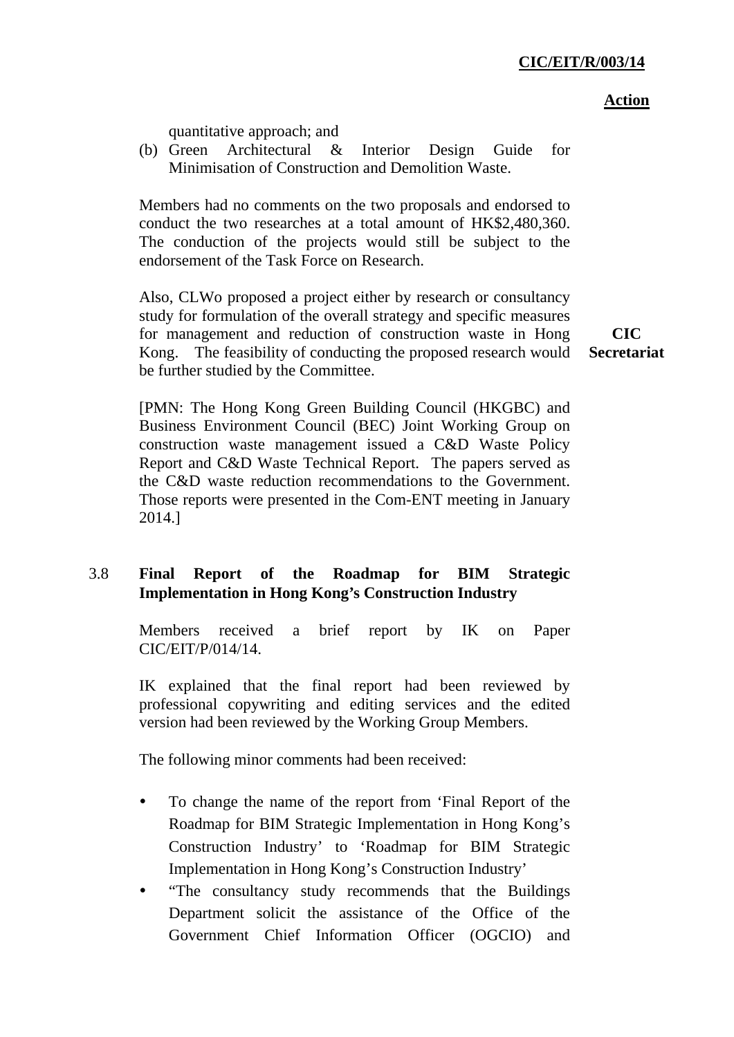**Action**

quantitative approach; and

(b) Green Architectural & Interior Design Guide for Minimisation of Construction and Demolition Waste.

Members had no comments on the two proposals and endorsed to conduct the two researches at a total amount of HK$2,480,360. The conduction of the projects would still be subject to the endorsement of the Task Force on Research.

Also, CLWo proposed a project either by research or consultancy study for formulation of the overall strategy and specific measures for management and reduction of construction waste in Hong Kong. The feasibility of conducting the proposed research would be further studied by the Committee. **CIC Secretariat**

[PMN: The Hong Kong Green Building Council (HKGBC) and Business Environment Council (BEC) Joint Working Group on construction waste management issued a C&D Waste Policy Report and C&D Waste Technical Report. The papers served as the C&D waste reduction recommendations to the Government. Those reports were presented in the Com-ENT meeting in January 2014.]

3.8 **Final Report of the Roadmap for BIM Strategic Implementation in Hong Kong's Construction Industry**

Members received a brief report by IK on Paper CIC/EIT/P/014/14.

IK explained that the final report had been reviewed by professional copywriting and editing services and the edited version had been reviewed by the Working Group Members.

The following minor comments had been received:

- To change the name of the report from 'Final Report of the Roadmap for BIM Strategic Implementation in Hong Kong's Construction Industry' to 'Roadmap for BIM Strategic Implementation in Hong Kong's Construction Industry'
- "The consultancy study recommends that the Buildings Department solicit the assistance of the Office of the Government Chief Information Officer (OGCIO) and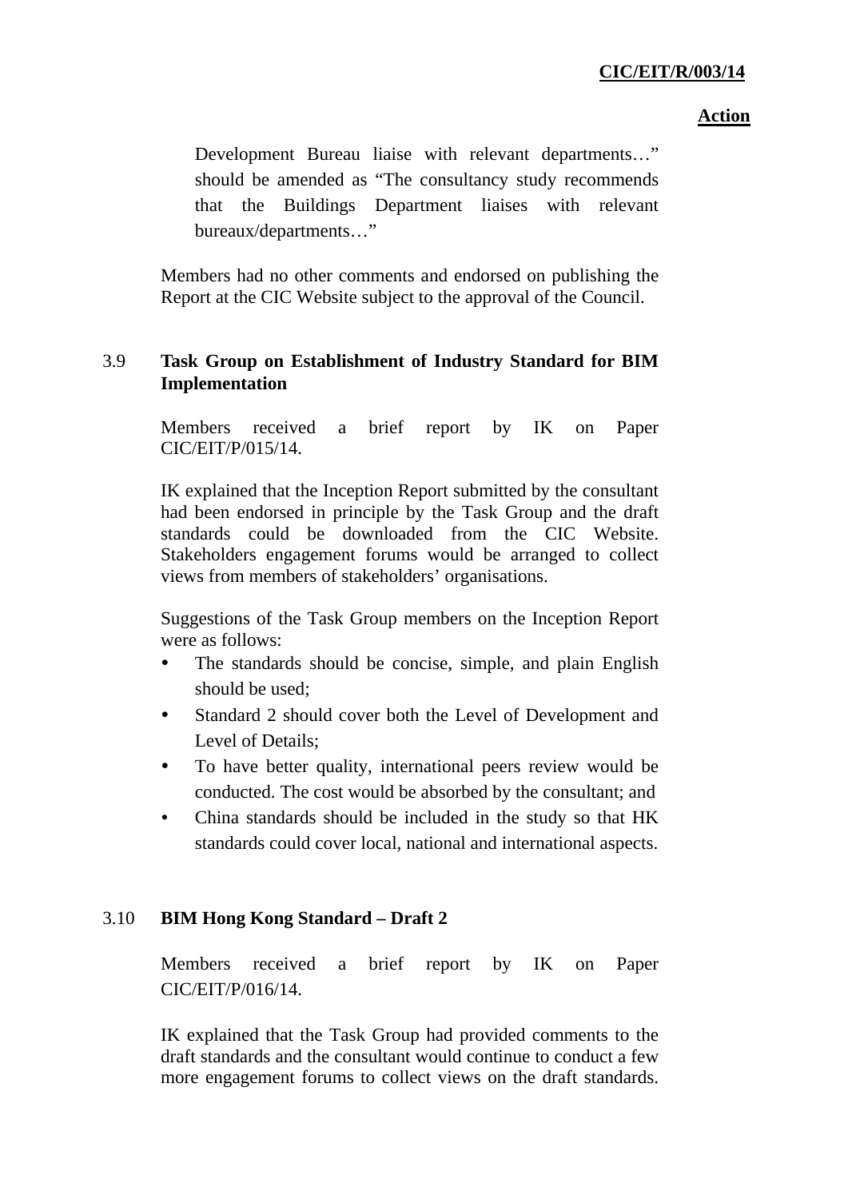Development Bureau liaise with relevant departments…" should be amended as "The consultancy study recommends that the Buildings Department liaises with relevant bureaux/departments…"

Members had no other comments and endorsed on publishing the Report at the CIC Website subject to the approval of the Council.

3.9 **Task Group on Establishment of Industry Standard for BIM Implementation**

Members received a brief report by IK on Paper CIC/EIT/P/015/14.

IK explained that the Inception Report submitted by the consultant had been endorsed in principle by the Task Group and the draft standards could be downloaded from the CIC Website. Stakeholders engagement forums would be arranged to collect views from members of stakeholders' organisations.

Suggestions of the Task Group members on the Inception Report were as follows:

- The standards should be concise, simple, and plain English should be used;
- Standard 2 should cover both the Level of Development and Level of Details;
- To have better quality, international peers review would be conducted. The cost would be absorbed by the consultant; and
- China standards should be included in the study so that HK standards could cover local, national and international aspects.

3.10 **BIM Hong Kong Standard – Draft 2**

Members received a brief report by IK on Paper CIC/EIT/P/016/14.

IK explained that the Task Group had provided comments to the draft standards and the consultant would continue to conduct a few more engagement forums to collect views on the draft standards.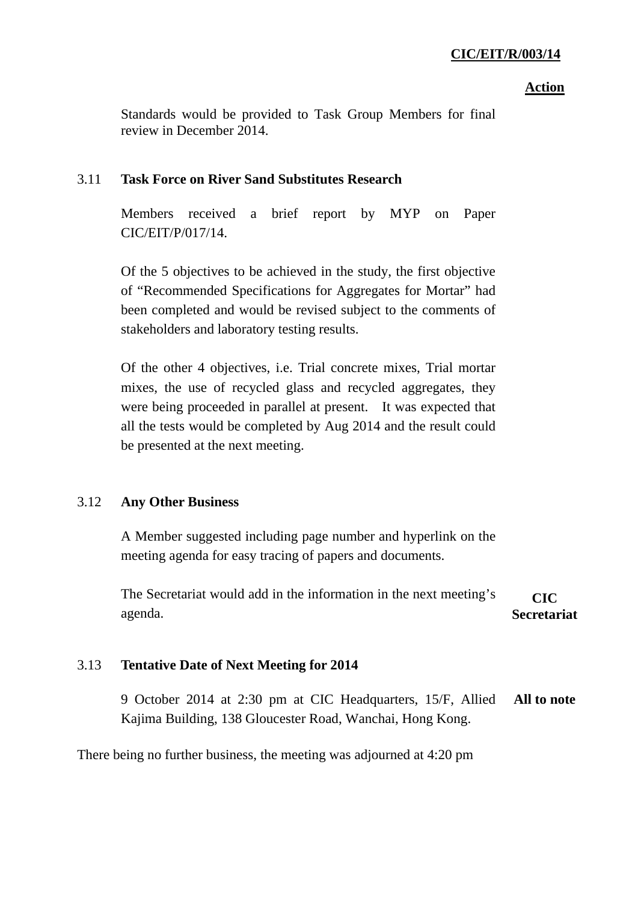**Action**

Standards would be provided to Task Group Members for final review in December 2014.

### 3.11 Task Force on River Sand Substitutes Research

Members received a brief report by MYP on Paper CIC/EIT/P/017/14.

Of the 5 objectives to be achieved in the study, the first objective of "Recommended Specifications for Aggregates for Mortar" had been completed and would be revised subject to the comments of stakeholders and laboratory testing results.

Of the other 4 objectives, i.e. Trial concrete mixes, Trial mortar mixes, the use of recycled glass and recycled aggregates, they were being proceeded in parallel at present. It was expected that all the tests would be completed by Aug 2014 and the result could be presented at the next meeting.

### 3.12 Any Other Business

A Member suggested including page number and hyperlink on the meeting agenda for easy tracing of papers and documents.

The Secretariat would add in the information in the next meeting's agenda. **CIC Secretariat**

### 3.13 Tentative Date of Next Meeting for 2014

9 October 2014 at 2:30 pm at CIC Headquarters, 15/F, Allied Kajima Building, 138 Gloucester Road, Wanchai, Hong Kong. **All to note**

There being no further business, the meeting was adjourned at 4:20 pm